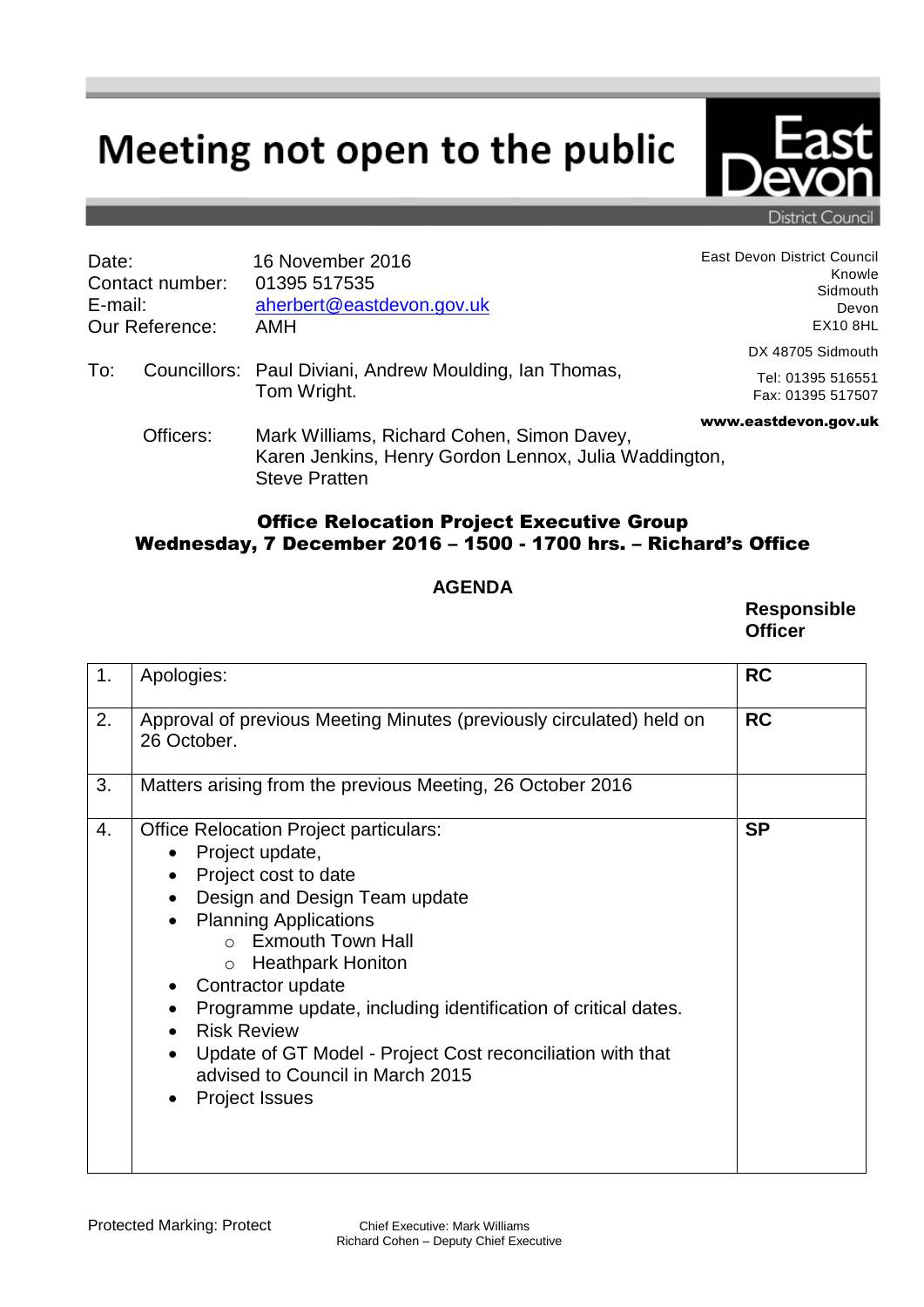# Meeting not open to the public

East Devon District Council

| | |
|---|---|
| Date: | 16 November 2016 |
| Contact number: | 01395 517535 |
| E-mail: | aherbert@eastdevon.gov.uk |
| Our Reference: | AMH |

East Devon District Council
Knowle
Sidmouth
Devon
EX10 8HL

DX 48705 Sidmouth

Tel: 01395 516551
Fax: 01395 517507

**www.eastdevon.gov.uk**

To: Councillors: Paul Diviani, Andrew Moulding, Ian Thomas, Tom Wright.

Officers: Mark Williams, Richard Cohen, Simon Davey, Karen Jenkins, Henry Gordon Lennox, Julia Waddington, Steve Pratten

**Office Relocation Project Executive Group**
**Wednesday, 7 December 2016 – 1500 - 1700 hrs. – Richard's Office**

## AGENDA

| | | Responsible Officer |
|---|---|---|
| 1. | Apologies: | **RC** |
| 2. | Approval of previous Meeting Minutes (previously circulated) held on 26 October. | **RC** |
| 3. | Matters arising from the previous Meeting, 26 October 2016 | |
| 4. | Office Relocation Project particulars:<br>• Project update,<br>• Project cost to date<br>• Design and Design Team update<br>• Planning Applications<br>&nbsp;&nbsp;&nbsp;&nbsp;○ Exmouth Town Hall<br>&nbsp;&nbsp;&nbsp;&nbsp;○ Heathpark Honiton<br>• Contractor update<br>• Programme update, including identification of critical dates.<br>• Risk Review<br>• Update of GT Model - Project Cost reconciliation with that advised to Council in March 2015<br>• Project Issues | **SP** |

Protected Marking: Protect

Chief Executive: Mark Williams
Richard Cohen – Deputy Chief Executive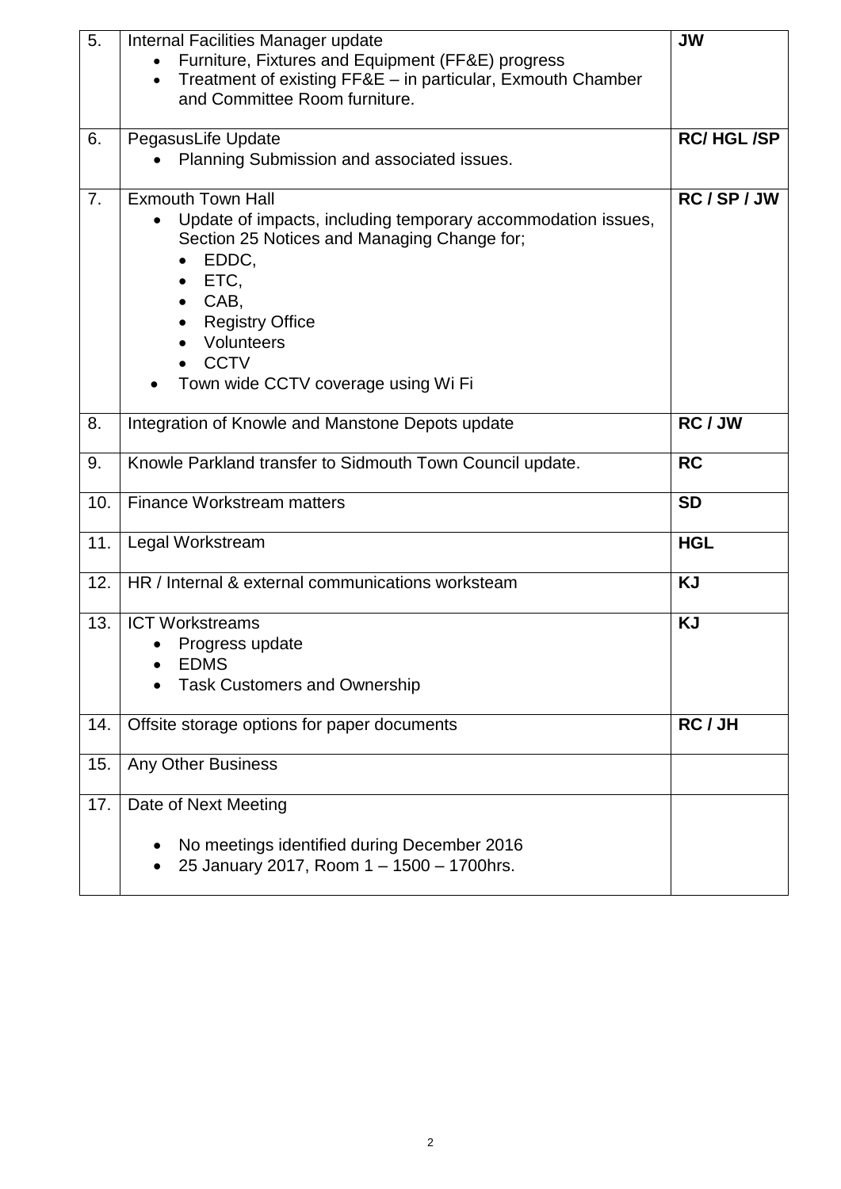| | | |
|---|---|---|
| 5. | Internal Facilities Manager update<br>• Furniture, Fixtures and Equipment (FF&E) progress<br>• Treatment of existing FF&E – in particular, Exmouth Chamber and Committee Room furniture. | **JW** |
| 6. | PegasusLife Update<br>• Planning Submission and associated issues. | **RC/ HGL /SP** |
| 7. | Exmouth Town Hall<br>• Update of impacts, including temporary accommodation issues, Section 25 Notices and Managing Change for;<br>  • EDDC,<br>  • ETC,<br>  • CAB,<br>  • Registry Office<br>  • Volunteers<br>  • CCTV<br>• Town wide CCTV coverage using Wi Fi | **RC / SP / JW** |
| 8. | Integration of Knowle and Manstone Depots update | **RC / JW** |
| 9. | Knowle Parkland transfer to Sidmouth Town Council update. | **RC** |
| 10. | Finance Workstream matters | **SD** |
| 11. | Legal Workstream | **HGL** |
| 12. | HR / Internal & external communications worksteam | **KJ** |
| 13. | ICT Workstreams<br>• Progress update<br>• EDMS<br>• Task Customers and Ownership | **KJ** |
| 14. | Offsite storage options for paper documents | **RC / JH** |
| 15. | Any Other Business | |
| 17. | Date of Next Meeting<br><br>• No meetings identified during December 2016<br>• 25 January 2017, Room 1 – 1500 – 1700hrs. | |